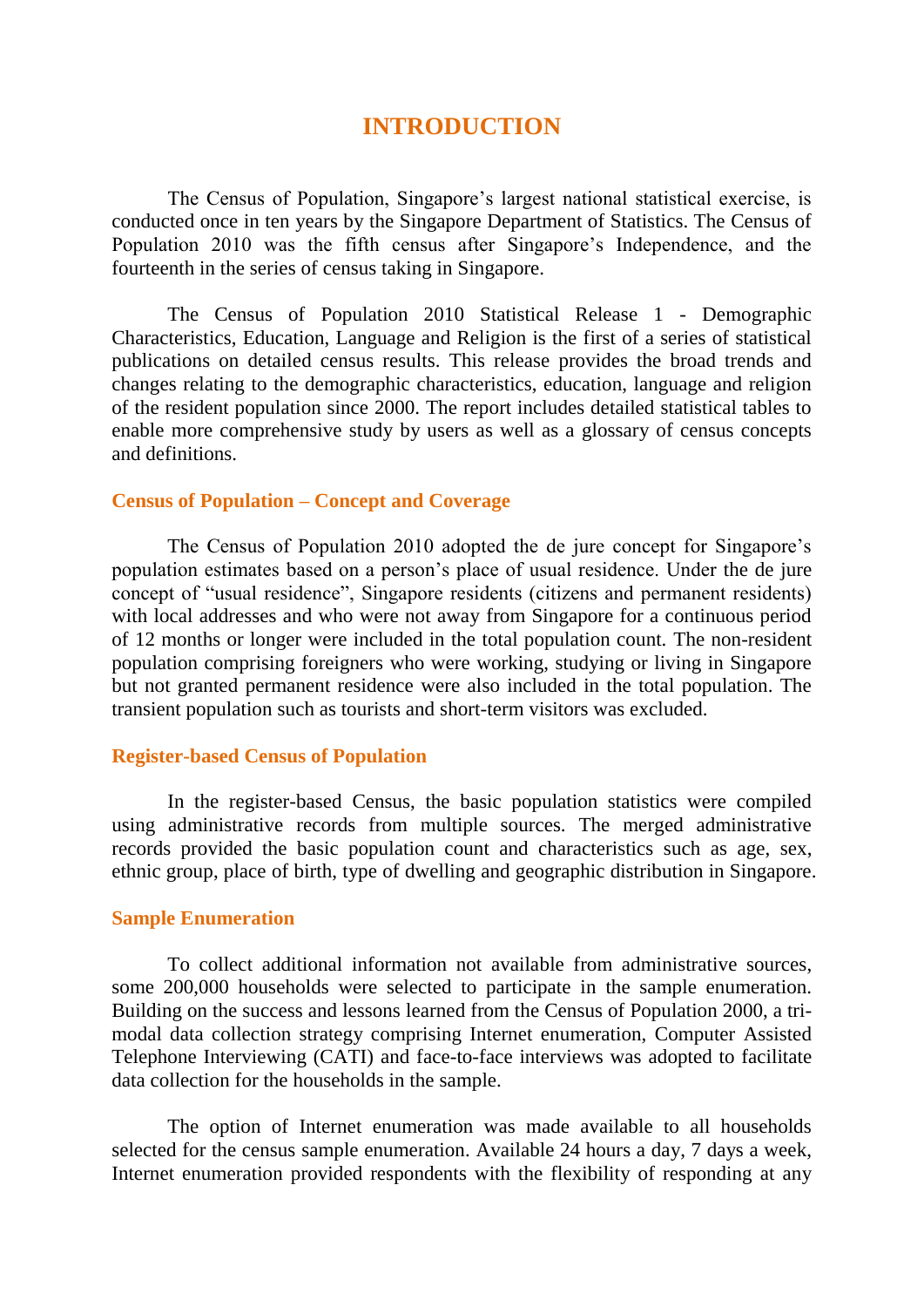# INTRODUCTION

The Census of Population, Singapore's largest national statistical exercise, is conducted once in ten years by the Singapore Department of Statistics. The Census of Population 2010 was the fifth census after Singapore's Independence, and the fourteenth in the series of census taking in Singapore.

The Census of Population 2010 Statistical Release 1 - Demographic Characteristics, Education, Language and Religion is the first of a series of statistical publications on detailed census results. This release provides the broad trends and changes relating to the demographic characteristics, education, language and religion of the resident population since 2000. The report includes detailed statistical tables to enable more comprehensive study by users as well as a glossary of census concepts and definitions.

## Census of Population – Concept and Coverage

The Census of Population 2010 adopted the de jure concept for Singapore's population estimates based on a person's place of usual residence. Under the de jure concept of "usual residence", Singapore residents (citizens and permanent residents) with local addresses and who were not away from Singapore for a continuous period of 12 months or longer were included in the total population count. The non-resident population comprising foreigners who were working, studying or living in Singapore but not granted permanent residence were also included in the total population. The transient population such as tourists and short-term visitors was excluded.

## Register-based Census of Population

In the register-based Census, the basic population statistics were compiled using administrative records from multiple sources. The merged administrative records provided the basic population count and characteristics such as age, sex, ethnic group, place of birth, type of dwelling and geographic distribution in Singapore.

## Sample Enumeration

To collect additional information not available from administrative sources, some 200,000 households were selected to participate in the sample enumeration. Building on the success and lessons learned from the Census of Population 2000, a tri-modal data collection strategy comprising Internet enumeration, Computer Assisted Telephone Interviewing (CATI) and face-to-face interviews was adopted to facilitate data collection for the households in the sample.

The option of Internet enumeration was made available to all households selected for the census sample enumeration. Available 24 hours a day, 7 days a week, Internet enumeration provided respondents with the flexibility of responding at any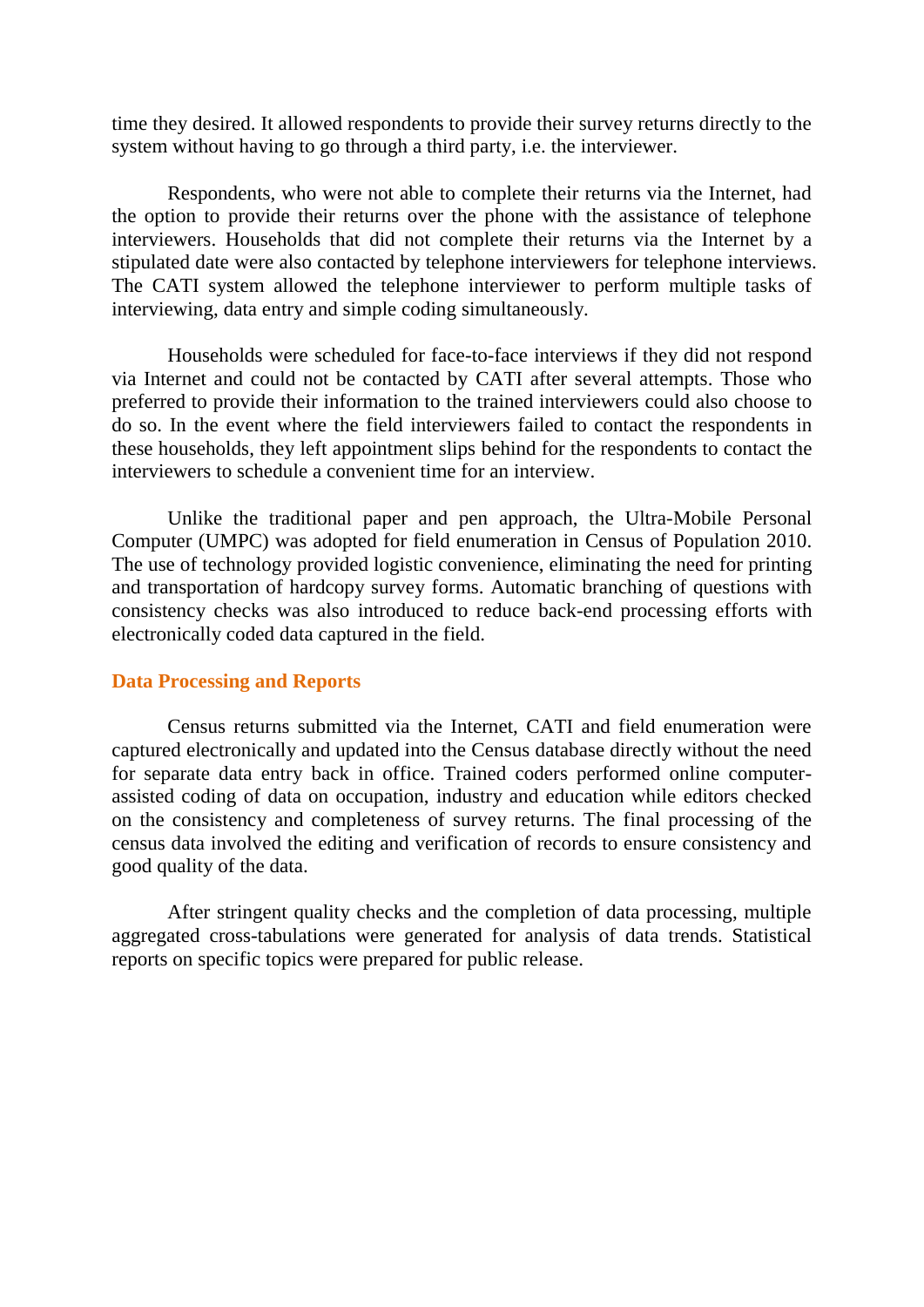time they desired. It allowed respondents to provide their survey returns directly to the system without having to go through a third party, i.e. the interviewer.

Respondents, who were not able to complete their returns via the Internet, had the option to provide their returns over the phone with the assistance of telephone interviewers. Households that did not complete their returns via the Internet by a stipulated date were also contacted by telephone interviewers for telephone interviews. The CATI system allowed the telephone interviewer to perform multiple tasks of interviewing, data entry and simple coding simultaneously.

Households were scheduled for face-to-face interviews if they did not respond via Internet and could not be contacted by CATI after several attempts. Those who preferred to provide their information to the trained interviewers could also choose to do so. In the event where the field interviewers failed to contact the respondents in these households, they left appointment slips behind for the respondents to contact the interviewers to schedule a convenient time for an interview.

Unlike the traditional paper and pen approach, the Ultra-Mobile Personal Computer (UMPC) was adopted for field enumeration in Census of Population 2010. The use of technology provided logistic convenience, eliminating the need for printing and transportation of hardcopy survey forms. Automatic branching of questions with consistency checks was also introduced to reduce back-end processing efforts with electronically coded data captured in the field.

## Data Processing and Reports

Census returns submitted via the Internet, CATI and field enumeration were captured electronically and updated into the Census database directly without the need for separate data entry back in office. Trained coders performed online computer-assisted coding of data on occupation, industry and education while editors checked on the consistency and completeness of survey returns. The final processing of the census data involved the editing and verification of records to ensure consistency and good quality of the data.

After stringent quality checks and the completion of data processing, multiple aggregated cross-tabulations were generated for analysis of data trends. Statistical reports on specific topics were prepared for public release.